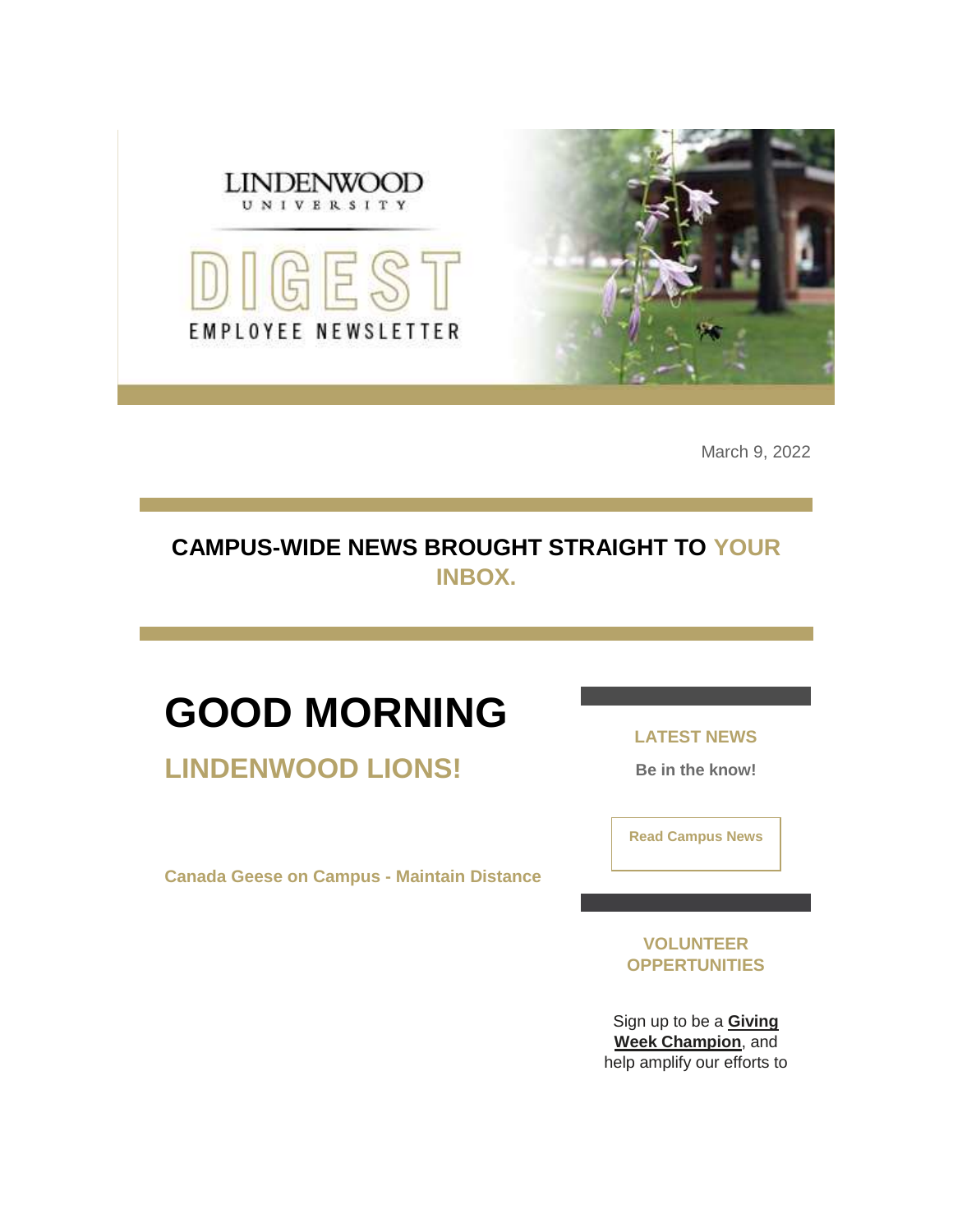LINDENWOOD UNIVERSITY

DIGEST

EMPLOYEE NEWSLETTER

March 9, 2022

## CAMPUS-WIDE NEWS BROUGHT STRAIGHT TO YOUR INBOX.

# GOOD MORNING

## LINDENWOOD LIONS!

**Canada Geese on Campus - Maintain Distance**

### LATEST NEWS

**Be in the know!**

**Read Campus News**

### VOLUNTEER OPPERTUNITIES

Sign up to be a **Giving Week Champion**, and help amplify our efforts to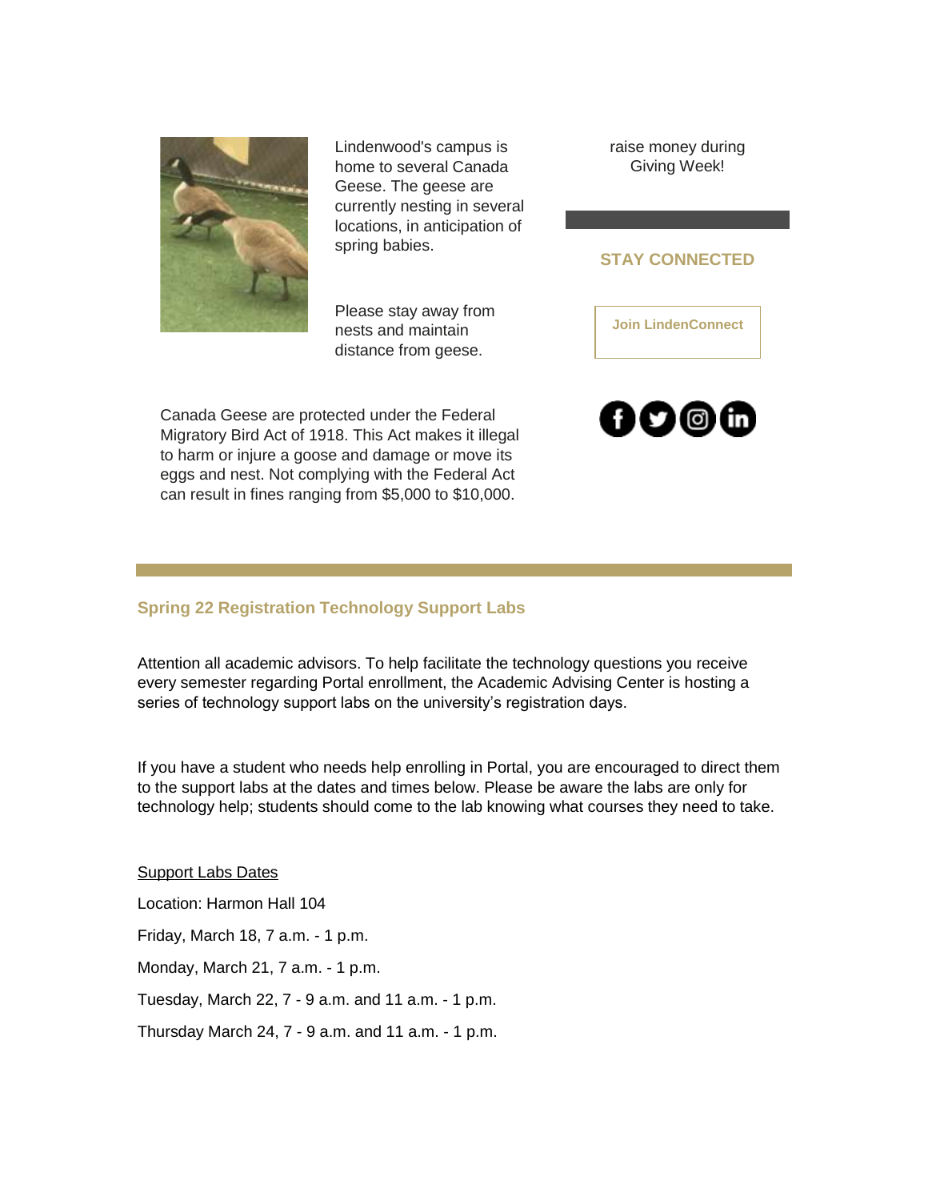Lindenwood's campus is home to several Canada Geese. The geese are currently nesting in several locations, in anticipation of spring babies.

Please stay away from nests and maintain distance from geese.

Canada Geese are protected under the Federal Migratory Bird Act of 1918. This Act makes it illegal to harm or injure a goose and damage or move its eggs and nest. Not complying with the Federal Act can result in fines ranging from $5,000 to $10,000.

raise money during Giving Week!

**STAY CONNECTED**

**Join LindenConnect**

## Spring 22 Registration Technology Support Labs

Attention all academic advisors. To help facilitate the technology questions you receive every semester regarding Portal enrollment, the Academic Advising Center is hosting a series of technology support labs on the university's registration days.

If you have a student who needs help enrolling in Portal, you are encouraged to direct them to the support labs at the dates and times below. Please be aware the labs are only for technology help; students should come to the lab knowing what courses they need to take.

Support Labs Dates

Location: Harmon Hall 104

Friday, March 18, 7 a.m. - 1 p.m.

Monday, March 21, 7 a.m. - 1 p.m.

Tuesday, March 22, 7 - 9 a.m. and 11 a.m. - 1 p.m.

Thursday March 24, 7 - 9 a.m. and 11 a.m. - 1 p.m.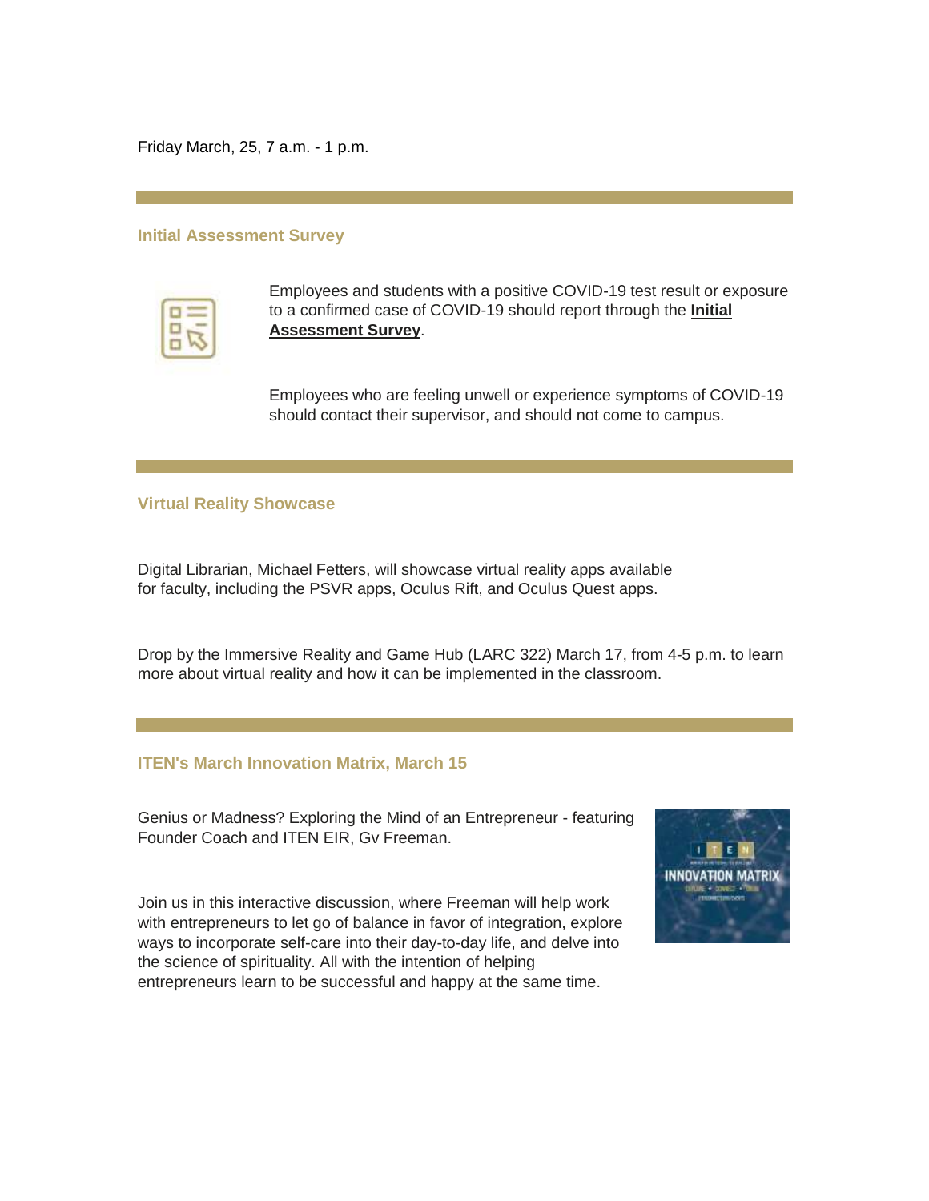Friday March, 25, 7 a.m. - 1 p.m.

---

### Initial Assessment Survey

Employees and students with a positive COVID-19 test result or exposure to a confirmed case of COVID-19 should report through the **Initial Assessment Survey**.

Employees who are feeling unwell or experience symptoms of COVID-19 should contact their supervisor, and should not come to campus.

---

### Virtual Reality Showcase

Digital Librarian, Michael Fetters, will showcase virtual reality apps available for faculty, including the PSVR apps, Oculus Rift, and Oculus Quest apps.

Drop by the Immersive Reality and Game Hub (LARC 322) March 17, from 4-5 p.m. to learn more about virtual reality and how it can be implemented in the classroom.

---

### ITEN's March Innovation Matrix, March 15

Genius or Madness? Exploring the Mind of an Entrepreneur - featuring Founder Coach and ITEN EIR, Gv Freeman.

Join us in this interactive discussion, where Freeman will help work with entrepreneurs to let go of balance in favor of integration, explore ways to incorporate self-care into their day-to-day life, and delve into the science of spirituality. All with the intention of helping entrepreneurs learn to be successful and happy at the same time.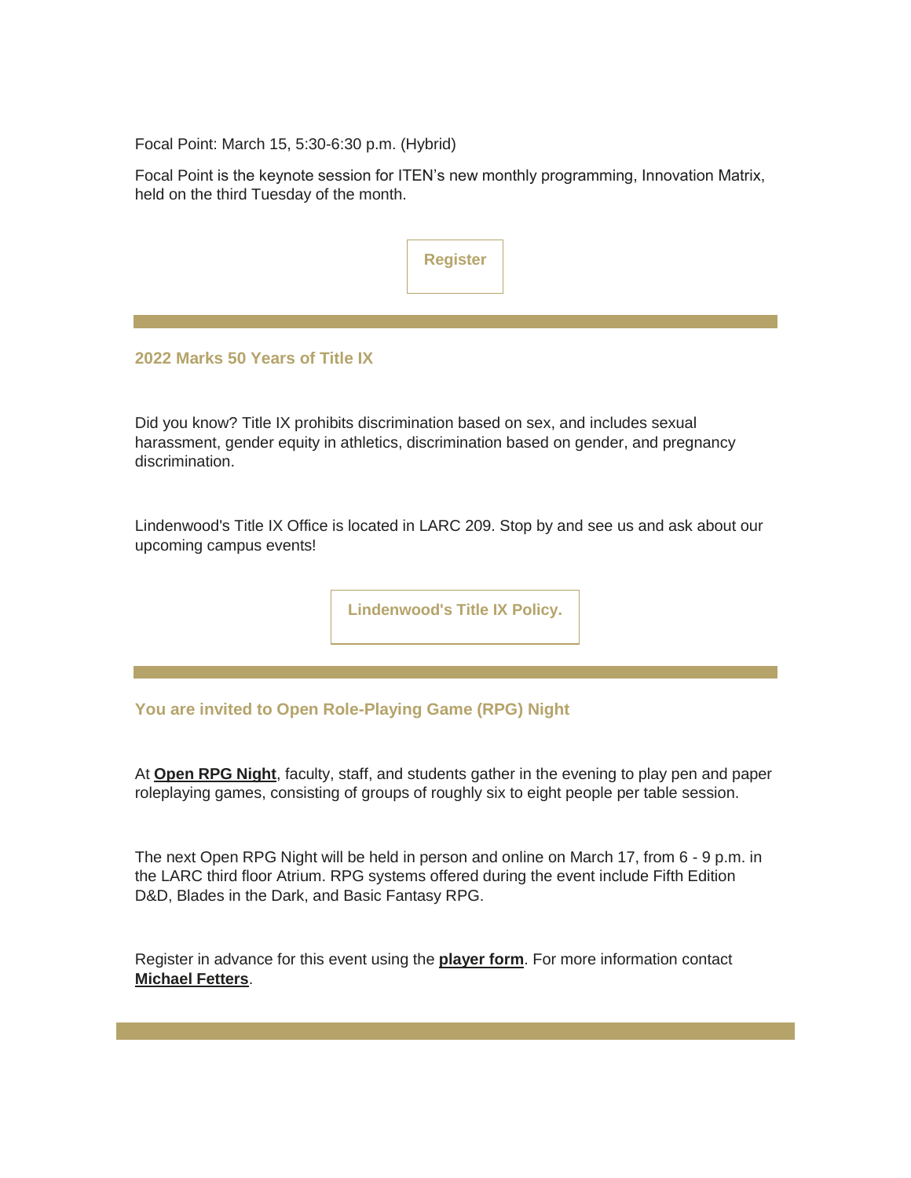Focal Point: March 15, 5:30-6:30 p.m. (Hybrid)

Focal Point is the keynote session for ITEN's new monthly programming, Innovation Matrix, held on the third Tuesday of the month.

**Register**

---

### 2022 Marks 50 Years of Title IX

Did you know? Title IX prohibits discrimination based on sex, and includes sexual harassment, gender equity in athletics, discrimination based on gender, and pregnancy discrimination.

Lindenwood's Title IX Office is located in LARC 209. Stop by and see us and ask about our upcoming campus events!

**Lindenwood's Title IX Policy.**

---

### You are invited to Open Role-Playing Game (RPG) Night

At **Open RPG Night**, faculty, staff, and students gather in the evening to play pen and paper roleplaying games, consisting of groups of roughly six to eight people per table session.

The next Open RPG Night will be held in person and online on March 17, from 6 - 9 p.m. in the LARC third floor Atrium. RPG systems offered during the event include Fifth Edition D&D, Blades in the Dark, and Basic Fantasy RPG.

Register in advance for this event using the **player form**. For more information contact **Michael Fetters**.

---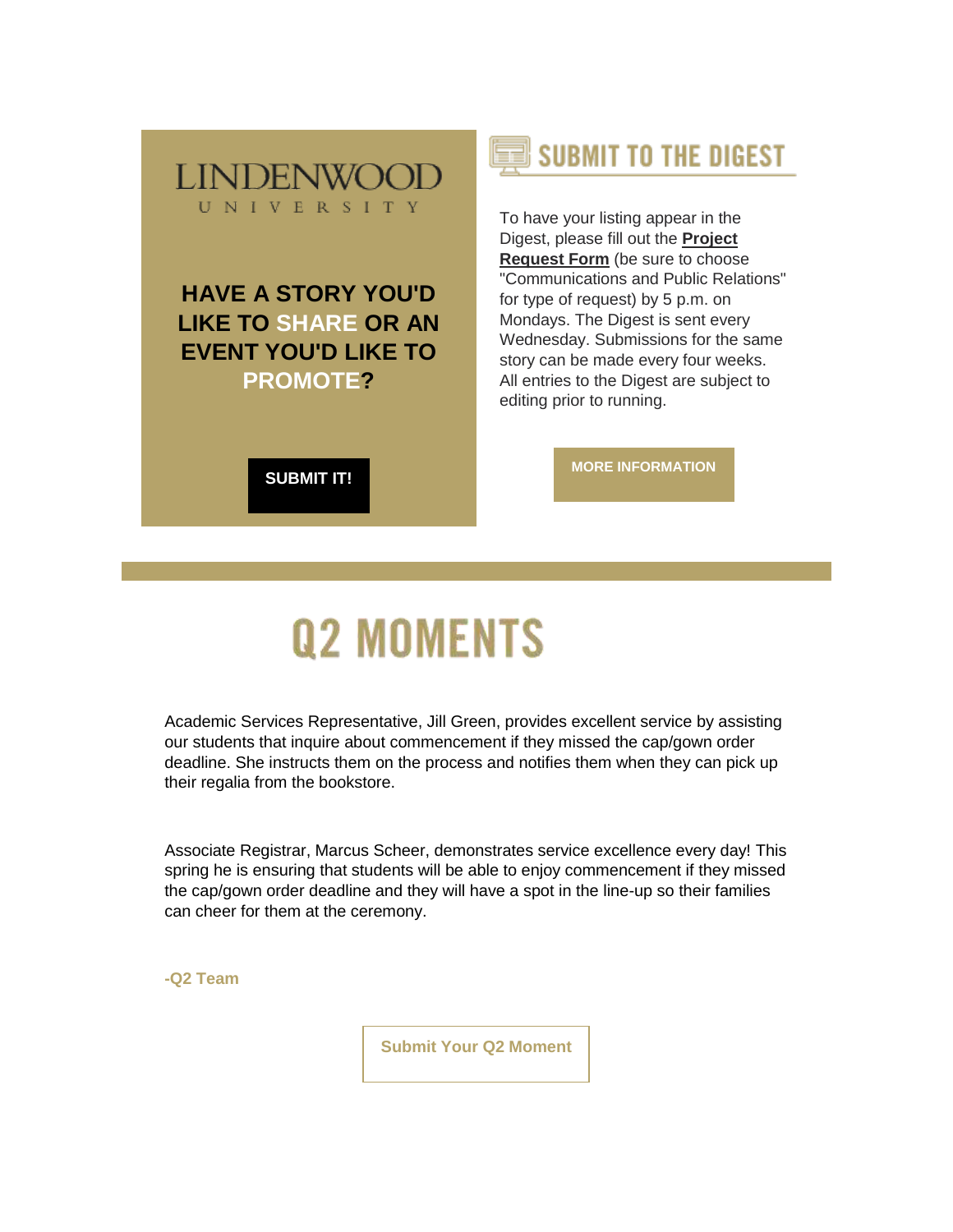LINDENWOOD
UNIVERSITY

**HAVE A STORY YOU'D LIKE TO SHARE OR AN EVENT YOU'D LIKE TO PROMOTE?**

**SUBMIT IT!**

## SUBMIT TO THE DIGEST

To have your listing appear in the Digest, please fill out the **Project Request Form** (be sure to choose "Communications and Public Relations" for type of request) by 5 p.m. on Mondays. The Digest is sent every Wednesday. Submissions for the same story can be made every four weeks. All entries to the Digest are subject to editing prior to running.

**MORE INFORMATION**

# Q2 MOMENTS

Academic Services Representative, Jill Green, provides excellent service by assisting our students that inquire about commencement if they missed the cap/gown order deadline. She instructs them on the process and notifies them when they can pick up their regalia from the bookstore.

Associate Registrar, Marcus Scheer, demonstrates service excellence every day! This spring he is ensuring that students will be able to enjoy commencement if they missed the cap/gown order deadline and they will have a spot in the line-up so their families can cheer for them at the ceremony.

**-Q2 Team**

**Submit Your Q2 Moment**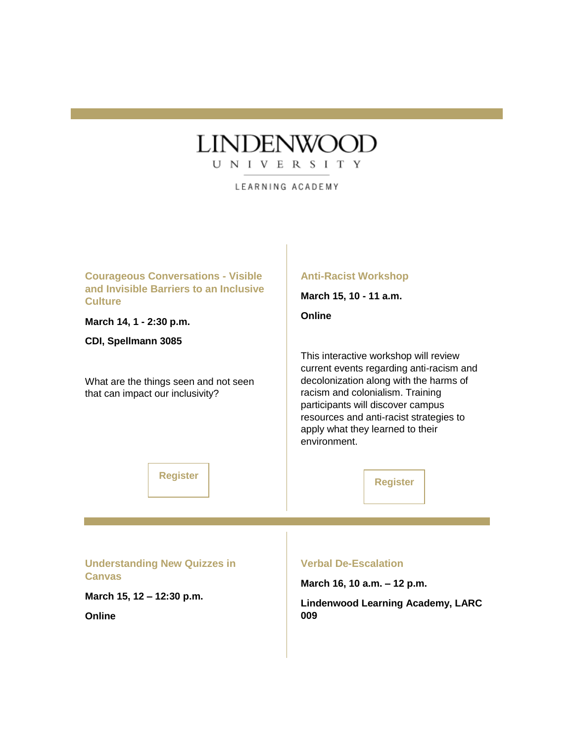# LINDENWOOD UNIVERSITY

LEARNING ACADEMY

### Courageous Conversations - Visible and Invisible Barriers to an Inclusive Culture

**March 14, 1 - 2:30 p.m.**

**CDI, Spellmann 3085**

What are the things seen and not seen that can impact our inclusivity?

Register

### Anti-Racist Workshop

**March 15, 10 - 11 a.m.**

**Online**

This interactive workshop will review current events regarding anti-racism and decolonization along with the harms of racism and colonialism. Training participants will discover campus resources and anti-racist strategies to apply what they learned to their environment.

Register

### Understanding New Quizzes in Canvas

**March 15, 12 – 12:30 p.m.**

**Online**

### Verbal De-Escalation

**March 16, 10 a.m. – 12 p.m.**

**Lindenwood Learning Academy, LARC 009**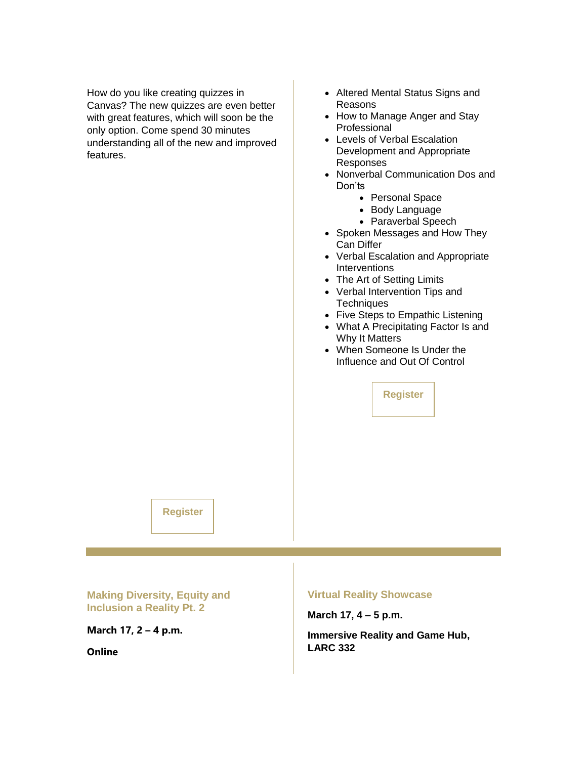How do you like creating quizzes in Canvas? The new quizzes are even better with great features, which will soon be the only option. Come spend 30 minutes understanding all of the new and improved features.

Register

- Altered Mental Status Signs and Reasons
- How to Manage Anger and Stay Professional
- Levels of Verbal Escalation Development and Appropriate Responses
- Nonverbal Communication Dos and Don'ts
  - Personal Space
  - Body Language
  - Paraverbal Speech
- Spoken Messages and How They Can Differ
- Verbal Escalation and Appropriate Interventions
- The Art of Setting Limits
- Verbal Intervention Tips and Techniques
- Five Steps to Empathic Listening
- What A Precipitating Factor Is and Why It Matters
- When Someone Is Under the Influence and Out Of Control

Register

---

### Making Diversity, Equity and Inclusion a Reality Pt. 2

**March 17, 2 – 4 p.m.**

**Online**

### Virtual Reality Showcase

**March 17, 4 – 5 p.m.**

**Immersive Reality and Game Hub, LARC 332**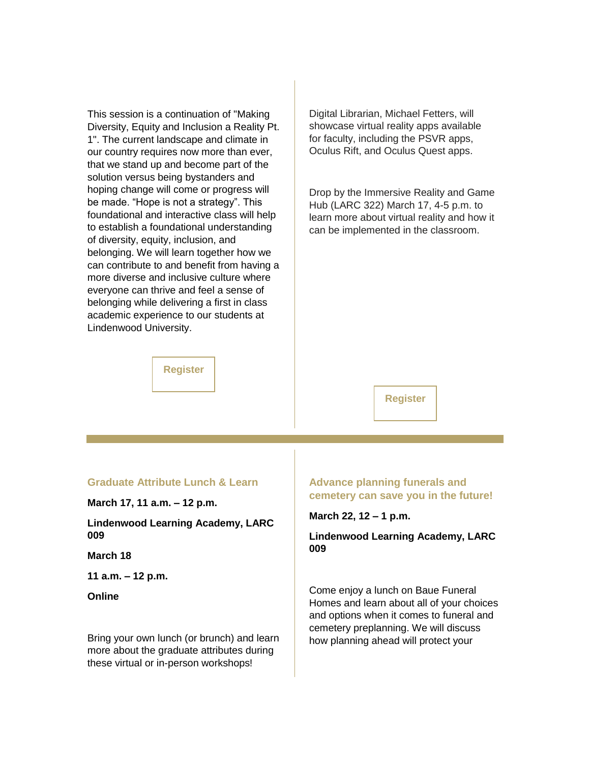This session is a continuation of "Making Diversity, Equity and Inclusion a Reality Pt. 1". The current landscape and climate in our country requires now more than ever, that we stand up and become part of the solution versus being bystanders and hoping change will come or progress will be made. “Hope is not a strategy”. This foundational and interactive class will help to establish a foundational understanding of diversity, equity, inclusion, and belonging. We will learn together how we can contribute to and benefit from having a more diverse and inclusive culture where everyone can thrive and feel a sense of belonging while delivering a first in class academic experience to our students at Lindenwood University.

Register

Digital Librarian, Michael Fetters, will showcase virtual reality apps available for faculty, including the PSVR apps, Oculus Rift, and Oculus Quest apps.

Drop by the Immersive Reality and Game Hub (LARC 322) March 17, 4-5 p.m. to learn more about virtual reality and how it can be implemented in the classroom.

Register

---

### Graduate Attribute Lunch & Learn

**March 17, 11 a.m. – 12 p.m.**

**Lindenwood Learning Academy, LARC 009**

**March 18**

**11 a.m. – 12 p.m.**

**Online**

Bring your own lunch (or brunch) and learn more about the graduate attributes during these virtual or in-person workshops!

### Advance planning funerals and cemetery can save you in the future!

**March 22, 12 – 1 p.m.**

**Lindenwood Learning Academy, LARC 009**

Come enjoy a lunch on Baue Funeral Homes and learn about all of your choices and options when it comes to funeral and cemetery preplanning. We will discuss how planning ahead will protect your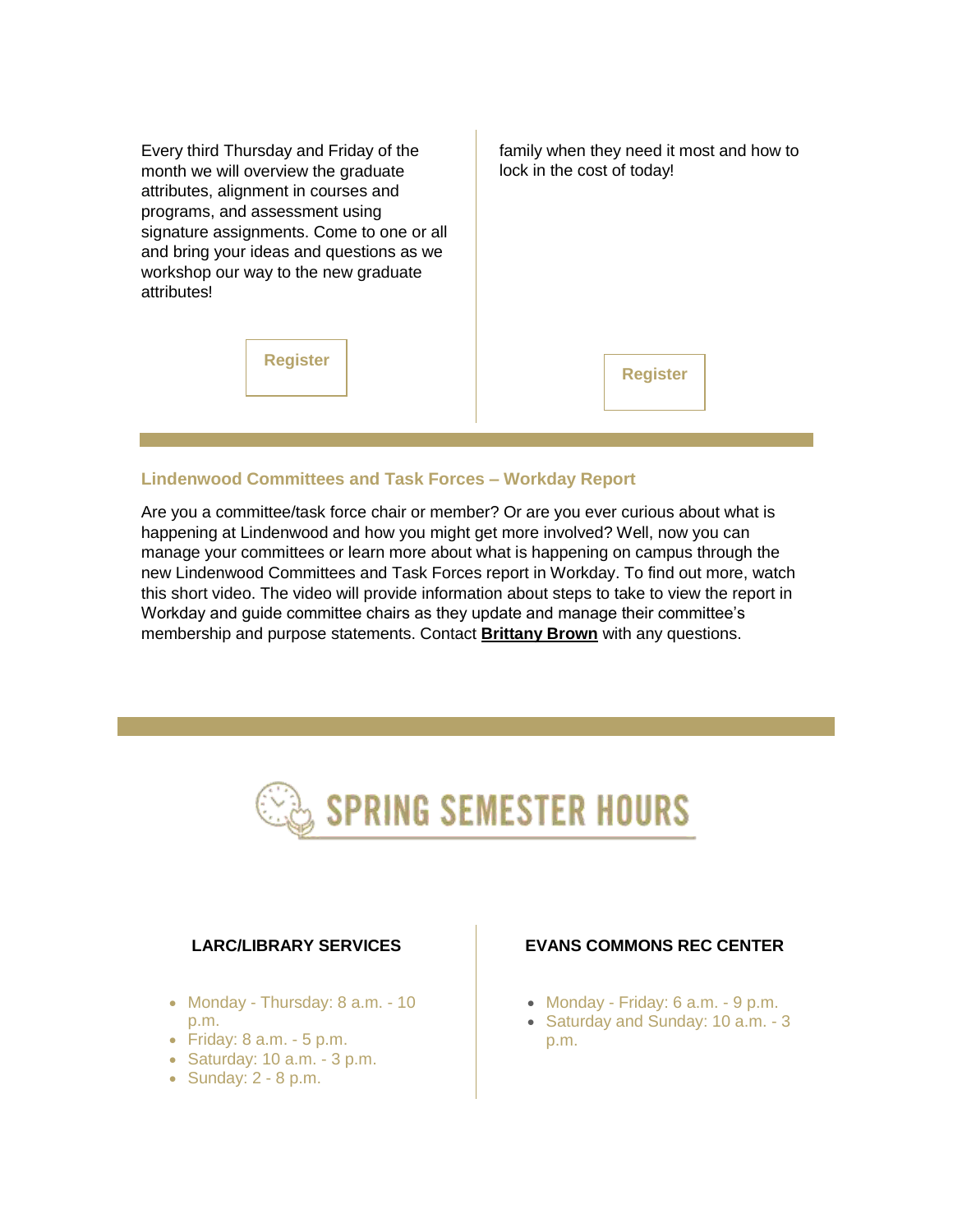Every third Thursday and Friday of the month we will overview the graduate attributes, alignment in courses and programs, and assessment using signature assignments. Come to one or all and bring your ideas and questions as we workshop our way to the new graduate attributes!

Register

family when they need it most and how to lock in the cost of today!

Register

### Lindenwood Committees and Task Forces – Workday Report

Are you a committee/task force chair or member? Or are you ever curious about what is happening at Lindenwood and how you might get more involved? Well, now you can manage your committees or learn more about what is happening on campus through the new Lindenwood Committees and Task Forces report in Workday. To find out more, watch this short video. The video will provide information about steps to take to view the report in Workday and guide committee chairs as they update and manage their committee's membership and purpose statements. Contact **Brittany Brown** with any questions.

## SPRING SEMESTER HOURS

**LARC/LIBRARY SERVICES**

- Monday - Thursday: 8 a.m. - 10 p.m.
- Friday: 8 a.m. - 5 p.m.
- Saturday: 10 a.m. - 3 p.m.
- Sunday: 2 - 8 p.m.

**EVANS COMMONS REC CENTER**

- Monday - Friday: 6 a.m. - 9 p.m.
- Saturday and Sunday: 10 a.m. - 3 p.m.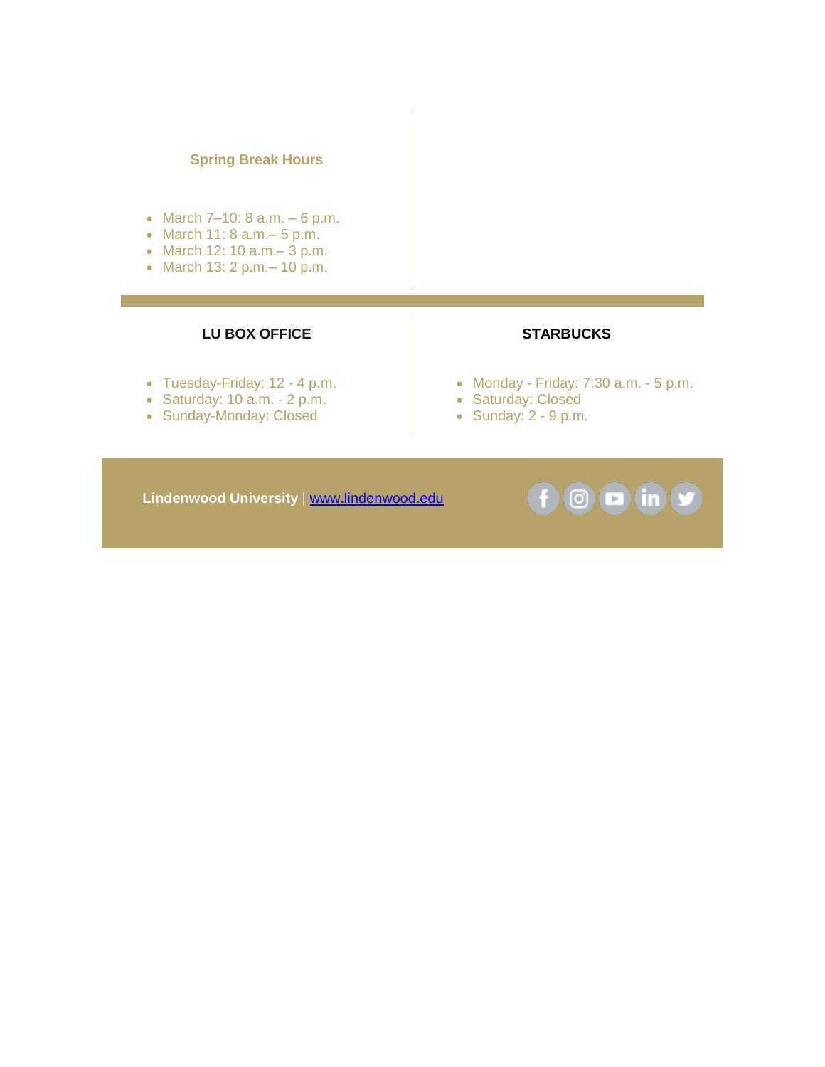### Spring Break Hours

- March 7–10: 8 a.m. – 6 p.m.
- March 11: 8 a.m.– 5 p.m.
- March 12: 10 a.m.– 3 p.m.
- March 13: 2 p.m.– 10 p.m.

### LU BOX OFFICE

- Tuesday-Friday: 12 - 4 p.m.
- Saturday: 10 a.m. - 2 p.m.
- Sunday-Monday: Closed

### STARBUCKS

- Monday - Friday: 7:30 a.m. - 5 p.m.
- Saturday: Closed
- Sunday: 2 - 9 p.m.

**Lindenwood University** | [www.lindenwood.edu](http://www.lindenwood.edu)